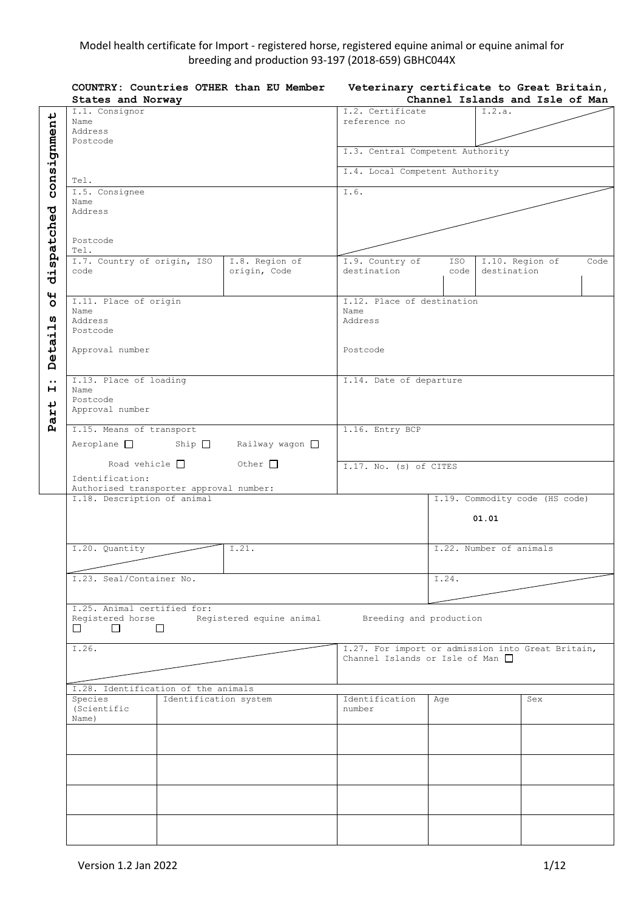Model health certificate for Import - registered horse, registered equine animal or equine animal for breeding and production 93-197 (2018-659) GBHC044X

**COUNTRY: Countries OTHER than EU Member States and Norway**

**Veterinary certificate to Great Britain, Channel Islands and Isle of Man**

**Part I: Details of dispatched consignment**

| | | | | | | |
|---|---|---|---|---|---|---|
| I.1. Consignor<br>Name<br>Address<br>Postcode<br><br>Tel. | | I.2. Certificate reference no | | I.2.a. | | |
| | | I.3. Central Competent Authority | | | | |
| | | I.4. Local Competent Authority | | | | |
| I.5. Consignee<br>Name<br>Address<br><br>Postcode<br>Tel. | | I.6. | | | | |
| I.7. Country of origin, ISO code | I.8. Region of origin, Code | I.9. Country of destination | ISO code | I.10. Region of destination | | Code |
| I.11. Place of origin<br>Name<br>Address<br>Postcode<br><br>Approval number | | I.12. Place of destination<br>Name<br>Address<br><br>Postcode | | | | |
| I.13. Place of loading<br>Name<br>Postcode<br>Approval number | | I.14. Date of departure | | | | |
| I.15. Means of transport<br>Aeroplane ☐ Ship ☐ Railway wagon ☐<br>Road vehicle ☐ Other ☐<br>Identification:<br>Authorised transporter approval number: | | I.16. Entry BCP | | | | |
| | | I.17. No. (s) of CITES | | | | |
| I.18. Description of animal | | | | I.19. Commodity code (HS code)<br><br>**01.01** | | |
| I.20. Quantity | I.21. | | | I.22. Number of animals | | |
| I.23. Seal/Container No. | | | | I.24. | | |
| I.25. Animal certified for:<br>Registered horse ☐ Registered equine animal ☐ Breeding and production ☐ | | | | | | |
| I.26. | | I.27. For import or admission into Great Britain, Channel Islands or Isle of Man ☐ | | | | |

I.28. Identification of the animals

| Species (Scientific Name) | Identification system | Identification number | Age | Sex |
|---|---|---|---|---|
| | | | | |
| | | | | |
| | | | | |
| | | | | |

Version 1.2 Jan 2022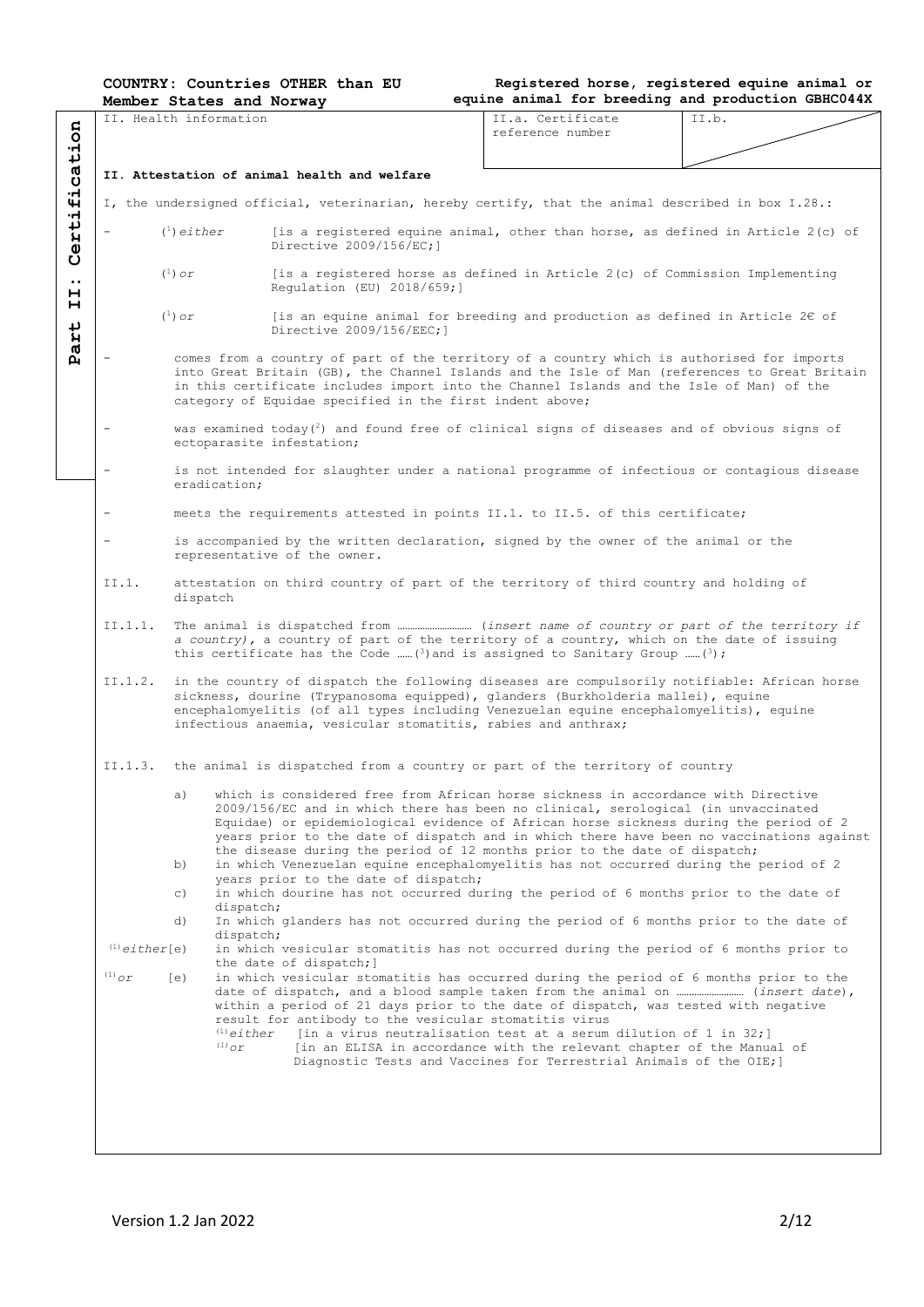COUNTRY: Countries OTHER than EU Member States and Norway

Registered horse, registered equine animal or equine animal for breeding and production GBHC044X

Part II: Certification

| II. Health information | II.a. Certificate reference number | II.b. |
|---|---|---|

**II. Attestation of animal health and welfare**

I, the undersigned official, veterinarian, hereby certify, that the animal described in box I.28.:

- [(1) *either*] [is a registered equine animal, other than horse, as defined in Article 2(c) of Directive 2009/156/EC;]
  [(1) *or*] [is a registered horse as defined in Article 2(c) of Commission Implementing Regulation (EU) 2018/659;]
  [(1) *or*] [is an equine animal for breeding and production as defined in Article 2€ of Directive 2009/156/EEC;]
- comes from a country of part of the territory of a country which is authorised for imports into Great Britain (GB), the Channel Islands and the Isle of Man (references to Great Britain in this certificate includes import into the Channel Islands and the Isle of Man) of the category of Equidae specified in the first indent above;
- was examined today(2) and found free of clinical signs of diseases and of obvious signs of ectoparasite infestation;
- is not intended for slaughter under a national programme of infectious or contagious disease eradication;
- meets the requirements attested in points II.1. to II.5. of this certificate;
- is accompanied by the written declaration, signed by the owner of the animal or the representative of the owner.

II.1. attestation on third country of part of the territory of third country and holding of dispatch

II.1.1. The animal is dispatched from ………………………… (*insert name of country or part of the territory if a country)*, a country of part of the territory of a country, which on the date of issuing this certificate has the Code ……(3) and is assigned to Sanitary Group ……(3);

II.1.2. in the country of dispatch the following diseases are compulsorily notifiable: African horse sickness, dourine (Trypanosoma equipped), glanders (Burkholderia mallei), equine encephalomyelitis (of all types including Venezuelan equine encephalomyelitis), equine infectious anaemia, vesicular stomatitis, rabies and anthrax;

II.1.3. the animal is dispatched from a country or part of the territory of country

a) which is considered free from African horse sickness in accordance with Directive 2009/156/EC and in which there has been no clinical, serological (in unvaccinated Equidae) or epidemiological evidence of African horse sickness during the period of 2 years prior to the date of dispatch and in which there have been no vaccinations against the disease during the period of 12 months prior to the date of dispatch;

b) in which Venezuelan equine encephalomyelitis has not occurred during the period of 2 years prior to the date of dispatch;

c) in which dourine has not occurred during the period of 6 months prior to the date of dispatch;

d) In which glanders has not occurred during the period of 6 months prior to the date of dispatch;

(1)*either*[e) in which vesicular stomatitis has not occurred during the period of 6 months prior to the date of dispatch;]

(1)*or* [e) in which vesicular stomatitis has occurred during the period of 6 months prior to the date of dispatch, and a blood sample taken from the animal on …………………… (*insert date*), within a period of 21 days prior to the date of dispatch, was tested with negative result for antibody to the vesicular stomatitis virus

(1)*either* [in a virus neutralisation test at a serum dilution of 1 in 32;]

(1)*or* [in an ELISA in accordance with the relevant chapter of the Manual of Diagnostic Tests and Vaccines for Terrestrial Animals of the OIE;]

Version 1.2 Jan 2022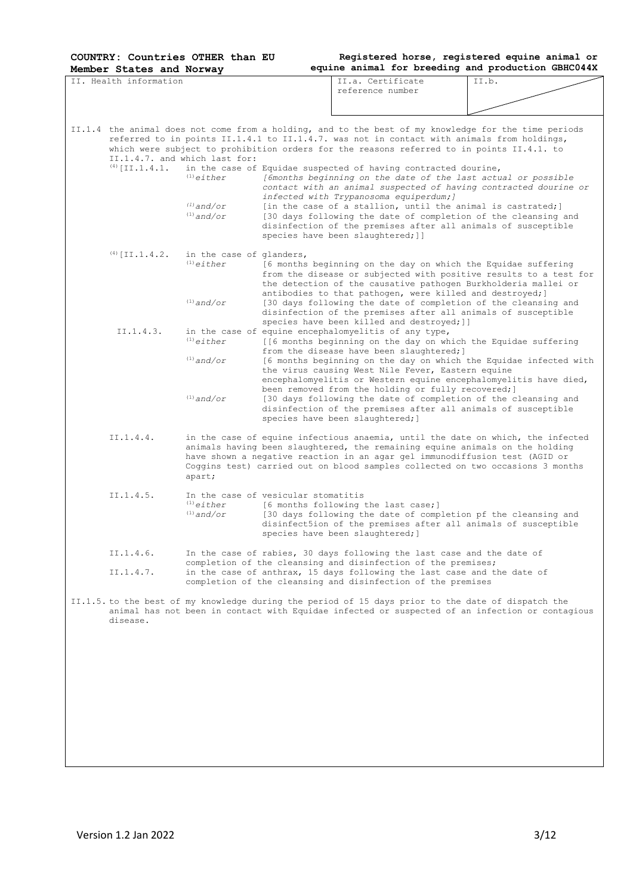**COUNTRY: Countries OTHER than EU Member States and Norway**

**Registered horse, registered equine animal or equine animal for breeding and production GBHC044X**

| II. Health information | II.a. Certificate reference number | II.b. |
|---|---|---|

II.1.4 the animal does not come from a holding, and to the best of my knowledge for the time periods referred to in points II.1.4.1 to II.1.4.7. was not in contact with animals from holdings, which were subject to prohibition orders for the reasons referred to in points II.4.1. to II.1.4.7. and which last for:

(4)[II.1.4.1. in the case of Equidae suspected of having contracted dourine,

- (1)*either* *[6months beginning on the date of the last actual or possible contact with an animal suspected of having contracted dourine or infected with Trypanosoma equiperdum;]*
- (1)*and/or* [in the case of a stallion, until the animal is castrated;]
- (1)*and/or* [30 days following the date of completion of the cleansing and disinfection of the premises after all animals of susceptible species have been slaughtered;]]

(4)[II.1.4.2. in the case of glanders,

- (1)*either* [6 months beginning on the day on which the Equidae suffering from the disease or subjected with positive results to a test for the detection of the causative pathogen Burkholderia mallei or antibodies to that pathogen, were killed and destroyed;]
- (1)*and/or* [30 days following the date of completion of the cleansing and disinfection of the premises after all animals of susceptible species have been killed and destroyed;]]

II.1.4.3. in the case of equine encephalomyelitis of any type,

- (1)*either* [[6 months beginning on the day on which the Equidae suffering from the disease have been slaughtered;]
- (1)*and/or* [6 months beginning on the day on which the Equidae infected with the virus causing West Nile Fever, Eastern equine encephalomyelitis or Western equine encephalomyelitis have died, been removed from the holding or fully recovered;]
- (1)*and/or* [30 days following the date of completion of the cleansing and disinfection of the premises after all animals of susceptible species have been slaughtered;]

II.1.4.4. in the case of equine infectious anaemia, until the date on which, the infected animals having been slaughtered, the remaining equine animals on the holding have shown a negative reaction in an agar gel immunodiffusion test (AGID or Coggins test) carried out on blood samples collected on two occasions 3 months apart;

II.1.4.5. In the case of vesicular stomatitis

- (1)*either* [6 months following the last case;]
- (1)*and/or* [30 days following the date of completion pf the cleansing and disinfect5ion of the premises after all animals of susceptible species have been slaughtered;]

II.1.4.6. In the case of rabies, 30 days following the last case and the date of completion of the cleansing and disinfection of the premises;

II.1.4.7. in the case of anthrax, 15 days following the last case and the date of completion of the cleansing and disinfection of the premises

II.1.5. to the best of my knowledge during the period of 15 days prior to the date of dispatch the animal has not been in contact with Equidae infected or suspected of an infection or contagious disease.

Version 1.2 Jan 2022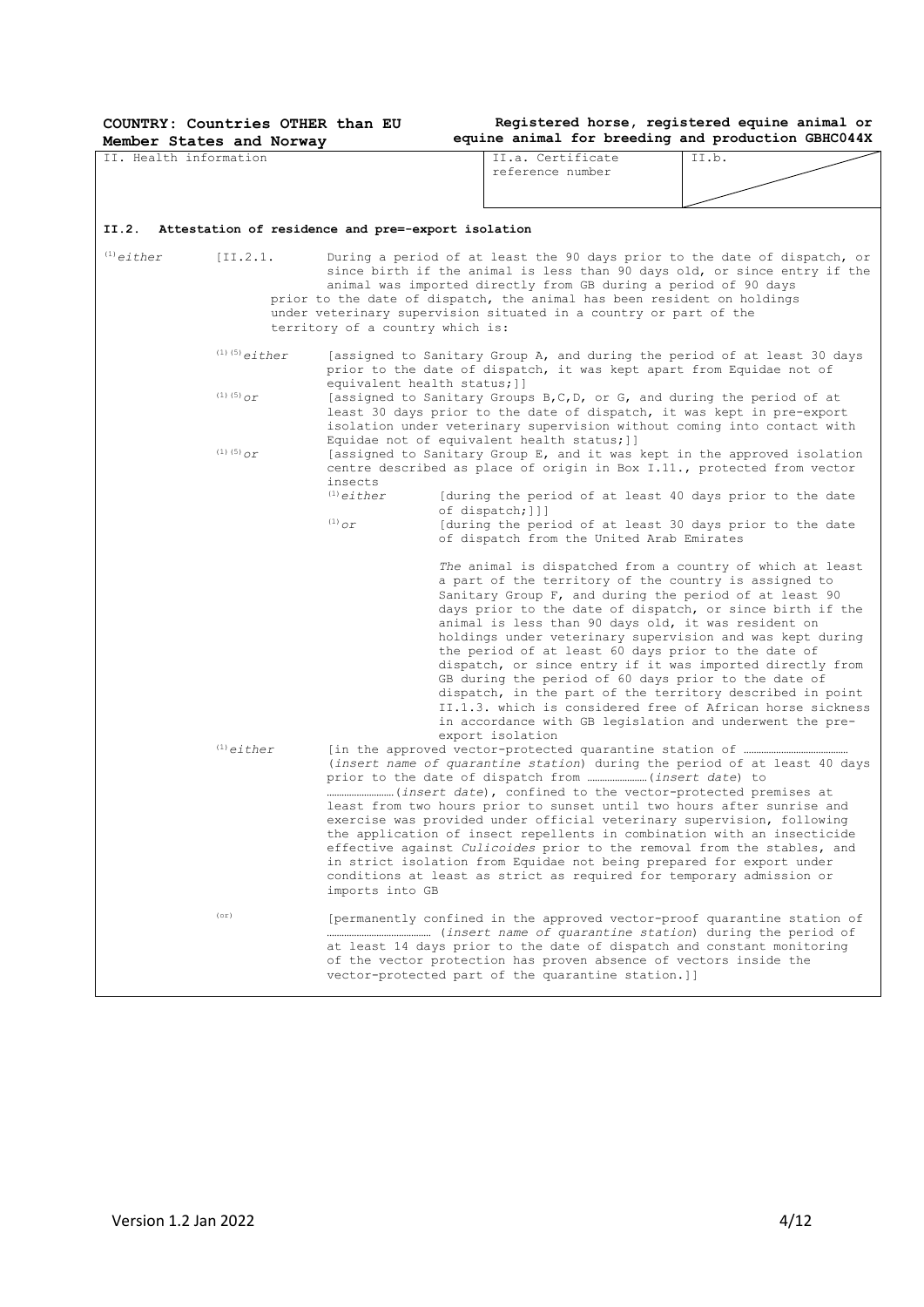**COUNTRY: Countries OTHER than EU Member States and Norway**

**Registered horse, registered equine animal or equine animal for breeding and production GBHC044X**

| II. Health information | II.a. Certificate reference number | II.b. |
|---|---|---|

**II.2. Attestation of residence and pre=-export isolation**

(1) *either* [II.2.1. During a period of at least the 90 days prior to the date of dispatch, or since birth if the animal is less than 90 days old, or since entry if the animal was imported directly from GB during a period of 90 days prior to the date of dispatch, the animal has been resident on holdings under veterinary supervision situated in a country or part of the territory of a country which is:

(1)(5) *either* [assigned to Sanitary Group A, and during the period of at least 30 days prior to the date of dispatch, it was kept apart from Equidae not of equivalent health status;]]

(1)(5) *or* [assigned to Sanitary Groups B,C,D, or G, and during the period of at least 30 days prior to the date of dispatch, it was kept in pre-export isolation under veterinary supervision without coming into contact with Equidae not of equivalent health status;]]

(1)(5) *or* [assigned to Sanitary Group E, and it was kept in the approved isolation centre described as place of origin in Box I.11., protected from vector insects

(1) *either* [during the period of at least 40 days prior to the date of dispatch;]]]

(1) *or* [during the period of at least 30 days prior to the date of dispatch from the United Arab Emirates

*The* animal is dispatched from a country of which at least a part of the territory of the country is assigned to Sanitary Group F, and during the period of at least 90 days prior to the date of dispatch, or since birth if the animal is less than 90 days old, it was resident on holdings under veterinary supervision and was kept during the period of at least 60 days prior to the date of dispatch, or since entry if it was imported directly from GB during the period of 60 days prior to the date of dispatch, in the part of the territory described in point II.1.3. which is considered free of African horse sickness in accordance with GB legislation and underwent the pre-export isolation

(1) *either* [in the approved vector-protected quarantine station of …………………………… (*insert name of quarantine station*) during the period of at least 40 days prior to the date of dispatch from ……………… (*insert date*) to ………………(*insert date*), confined to the vector-protected premises at least from two hours prior to sunset until two hours after sunrise and exercise was provided under official veterinary supervision, following the application of insect repellents in combination with an insecticide effective against *Culicoides* prior to the removal from the stables, and in strict isolation from Equidae not being prepared for export under conditions at least as strict as required for temporary admission or imports into GB

(or) [permanently confined in the approved vector-proof quarantine station of …………………………… (*insert name of quarantine station*) during the period of at least 14 days prior to the date of dispatch and constant monitoring of the vector protection has proven absence of vectors inside the vector-protected part of the quarantine station.]]

Version 1.2 Jan 2022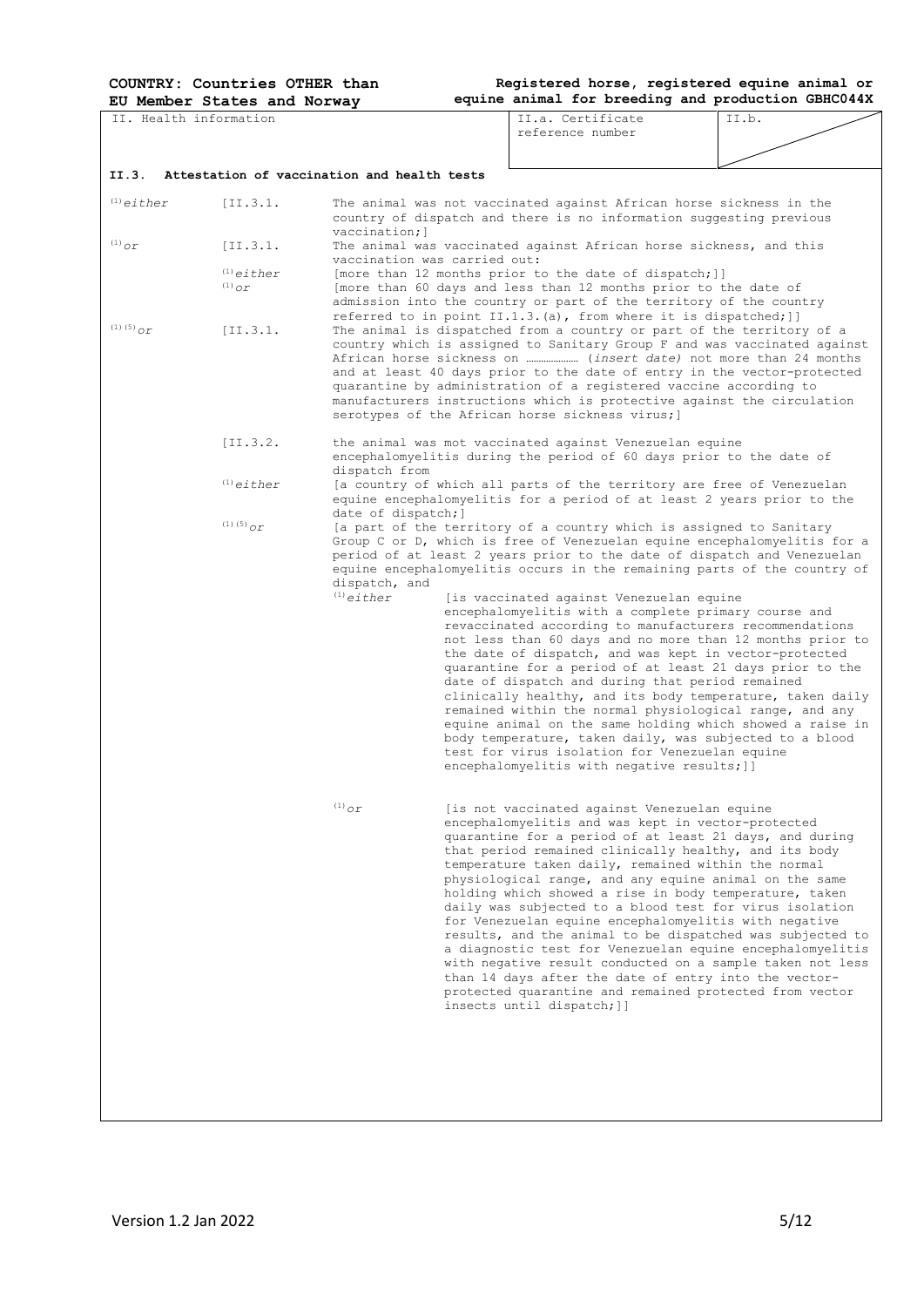**COUNTRY: Countries OTHER than EU Member States and Norway**

**Registered horse, registered equine animal or equine animal for breeding and production GBHC044X**

| II. Health information | II.a. Certificate reference number | II.b. |
|---|---|---|

**II.3. Attestation of vaccination and health tests**

[(1)] *either* [II.3.1. The animal was not vaccinated against African horse sickness in the country of dispatch and there is no information suggesting previous vaccination;]

[(1)] *or* [II.3.1. The animal was vaccinated against African horse sickness, and this vaccination was carried out:

- [(1)] *either* [more than 12 months prior to the date of dispatch;]]
- [(1)] *or* [more than 60 days and less than 12 months prior to the date of admission into the country or part of the territory of the country referred to in point II.1.3.(a), from where it is dispatched;]]

[(1)(5)] *or* [II.3.1. The animal is dispatched from a country or part of the territory of a country which is assigned to Sanitary Group F and was vaccinated against African horse sickness on ………………… (*insert date)* not more than 24 months and at least 40 days prior to the date of entry in the vector-protected quarantine by administration of a registered vaccine according to manufacturers instructions which is protective against the circulation serotypes of the African horse sickness virus;]

[II.3.2. the animal was mot vaccinated against Venezuelan equine encephalomyelitis during the period of 60 days prior to the date of dispatch from

[(1)] *either* [a country of which all parts of the territory are free of Venezuelan equine encephalomyelitis for a period of at least 2 years prior to the date of dispatch;]

[(1)(5)] *or* [a part of the territory of a country which is assigned to Sanitary Group C or D, which is free of Venezuelan equine encephalomyelitis for a period of at least 2 years prior to the date of dispatch and Venezuelan equine encephalomyelitis occurs in the remaining parts of the country of dispatch, and

[(1)] *either* [is vaccinated against Venezuelan equine encephalomyelitis with a complete primary course and revaccinated according to manufacturers recommendations not less than 60 days and no more than 12 months prior to the date of dispatch, and was kept in vector-protected quarantine for a period of at least 21 days prior to the date of dispatch and during that period remained clinically healthy, and its body temperature, taken daily remained within the normal physiological range, and any equine animal on the same holding which showed a raise in body temperature, taken daily, was subjected to a blood test for virus isolation for Venezuelan equine encephalomyelitis with negative results;]]

[(1)] *or* [is not vaccinated against Venezuelan equine encephalomyelitis and was kept in vector-protected quarantine for a period of at least 21 days, and during that period remained clinically healthy, and its body temperature taken daily, remained within the normal physiological range, and any equine animal on the same holding which showed a rise in body temperature, taken daily was subjected to a blood test for virus isolation for Venezuelan equine encephalomyelitis with negative results, and the animal to be dispatched was subjected to a diagnostic test for Venezuelan equine encephalomyelitis with negative result conducted on a sample taken not less than 14 days after the date of entry into the vector-protected quarantine and remained protected from vector insects until dispatch;]]

Version 1.2 Jan 2022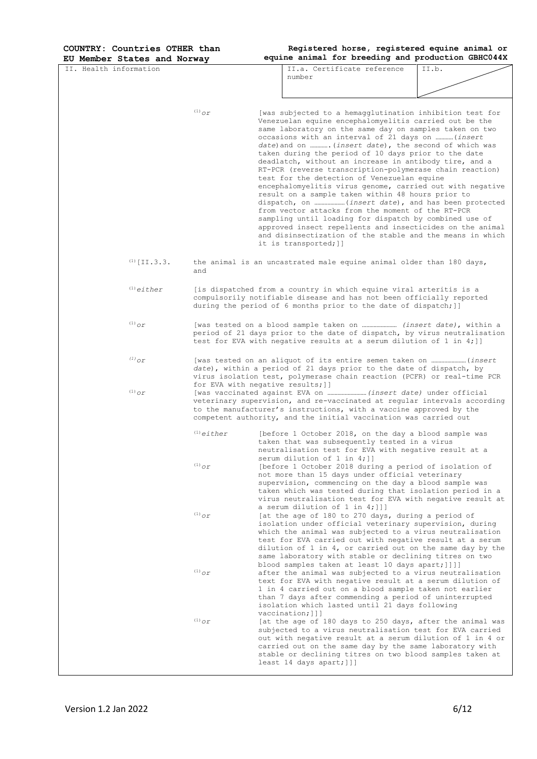| II. Health information | II.a. Certificate reference number | II.b. |
|---|---|---|

(1)or [was subjected to a hemagglutination inhibition test for Venezuelan equine encephalomyelitis carried out be the same laboratory on the same day on samples taken on two occasions with an interval of 21 days on …………(*insert date*) and on …………. (*insert date*), the second of which was taken during the period of 10 days prior to the date deadlatch, without an increase in antibody tire, and a RT-PCR (reverse transcription-polymerase chain reaction) test for the detection of Venezuelan equine encephalomyelitis virus genome, carried out with negative result on a sample taken within 48 hours prior to dispatch, on …………………(*insert date*), and has been protected from vector attacks from the moment of the RT-PCR sampling until loading for dispatch by combined use of approved insect repellents and insecticides on the animal and disinsectization of the stable and the means in which it is transported;]]

(1)[II.3.3. the animal is an uncastrated male equine animal older than 180 days, and

(1)*either* [is dispatched from a country in which equine viral arteritis is a compulsorily notifiable disease and has not been officially reported during the period of 6 months prior to the date of dispatch;]]

(1)*or* [was tested on a blood sample taken on …………………… *(insert date)*, within a period of 21 days prior to the date of dispatch, by virus neutralisation test for EVA with negative results at a serum dilution of 1 in 4;]]

(1)*or* [was tested on an aliquot of its entire semen taken on ……………………(*insert date*), within a period of 21 days prior to the date of dispatch, by virus isolation test, polymerase chain reaction (PCFR) or real-time PCR for EVA with negative results;]]

(1)*or* [was vaccinated against EVA on ……………………… *(insert date)* under official veterinary supervision, and re-vaccinated at regular intervals according to the manufacturer's instructions, with a vaccine approved by the competent authority, and the initial vaccination was carried out

(1)*either* [before 1 October 2018, on the day a blood sample was taken that was subsequently tested in a virus neutralisation test for EVA with negative result at a serum dilution of 1 in 4;]]

(1)*or* [before 1 October 2018 during a period of isolation of not more than 15 days under official veterinary supervision, commencing on the day a blood sample was taken which was tested during that isolation period in a virus neutralisation test for EVA with negative result at a serum dilution of 1 in 4;]]]

(1)*or* [at the age of 180 to 270 days, during a period of isolation under official veterinary supervision, during which the animal was subjected to a virus neutralisation test for EVA carried out with negative result at a serum dilution of 1 in 4, or carried out on the same day by the same laboratory with stable or declining titres on two blood samples taken at least 10 days apart;]]]]

(1)*or* after the animal was subjected to a virus neutralisation text for EVA with negative result at a serum dilution of 1 in 4 carried out on a blood sample taken not earlier than 7 days after commending a period of uninterrupted isolation which lasted until 21 days following vaccination;]]]

(1)*or* [at the age of 180 days to 250 days, after the animal was subjected to a virus neutralisation test for EVA carried out with negative result at a serum dilution of 1 in 4 or carried out on the same day by the same laboratory with stable or declining titres on two blood samples taken at least 14 days apart;]]]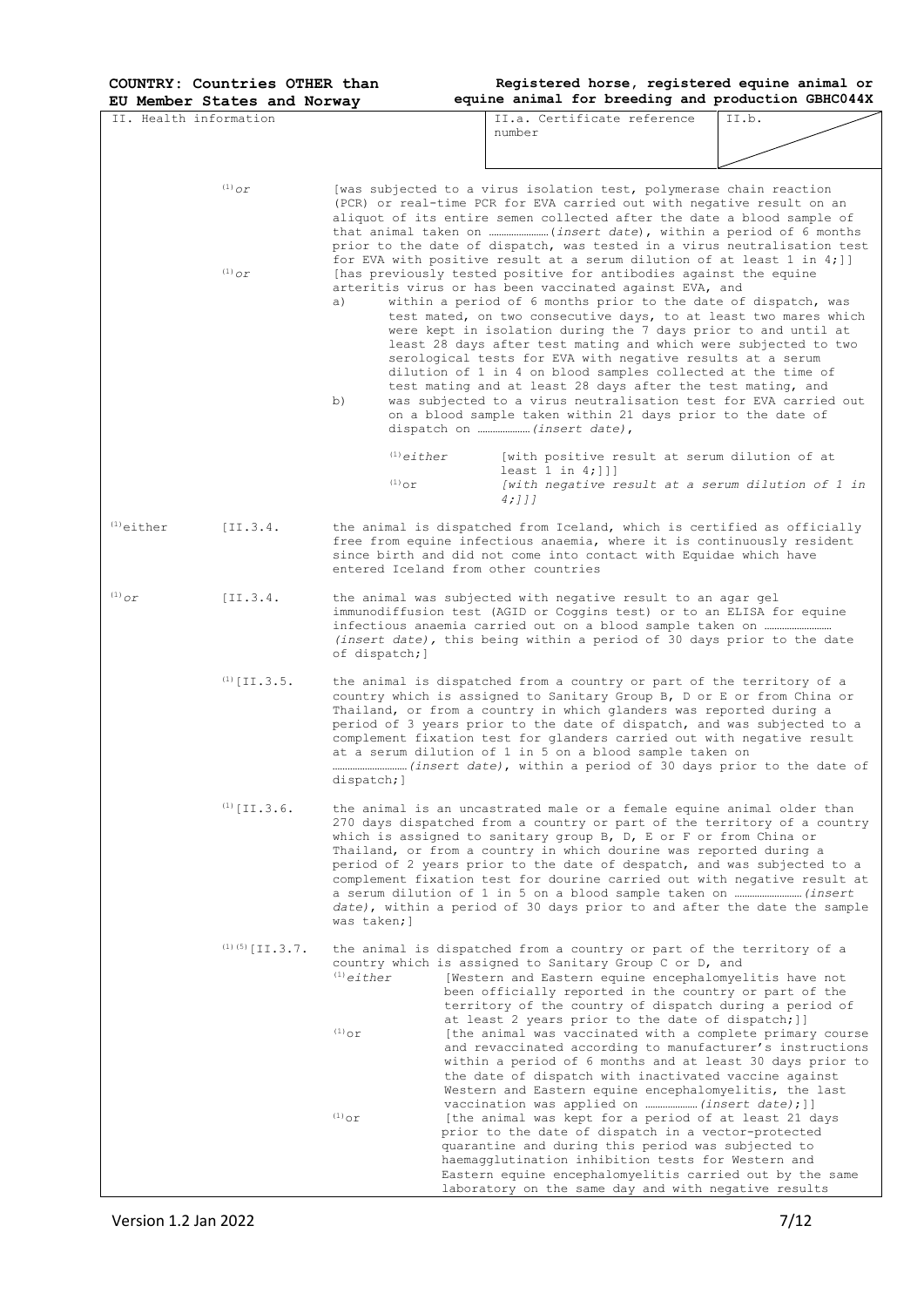**COUNTRY: Countries OTHER than EU Member States and Norway**

**Registered horse, registered equine animal or equine animal for breeding and production GBHC044X**

| II. Health information | II.a. Certificate reference number | II.b. |
|---|---|---|

(1)*or* [was subjected to a virus isolation test, polymerase chain reaction (PCR) or real-time PCR for EVA carried out with negative result on an aliquot of its entire semen collected after the date a blood sample of that animal taken on …………………(*insert date*), within a period of 6 months prior to the date of dispatch, was tested in a virus neutralisation test for EVA with positive result at a serum dilution of at least 1 in 4;]]

(1)*or* [has previously tested positive for antibodies against the equine arteritis virus or has been vaccinated against EVA, and

a) within a period of 6 months prior to the date of dispatch, was test mated, on two consecutive days, to at least two mares which were kept in isolation during the 7 days prior to and until at least 28 days after test mating and which were subjected to two serological tests for EVA with negative results at a serum dilution of 1 in 4 on blood samples collected at the time of test mating and at least 28 days after the test mating, and

b) was subjected to a virus neutralisation test for EVA carried out on a blood sample taken within 21 days prior to the date of dispatch on ………………(*insert date*),

(1)*either* [with positive result at serum dilution of at least 1 in 4;]]]

(1)or *[with negative result at a serum dilution of 1 in 4;]]]*

(1)either [II.3.4. the animal is dispatched from Iceland, which is certified as officially free from equine infectious anaemia, where it is continuously resident since birth and did not come into contact with Equidae which have entered Iceland from other countries

(1)*or* [II.3.4. the animal was subjected with negative result to an agar gel immunodiffusion test (AGID or Coggins test) or to an ELISA for equine infectious anaemia carried out on a blood sample taken on …………………… *(insert date)*, this being within a period of 30 days prior to the date of dispatch;]

(1)[II.3.5. the animal is dispatched from a country or part of the territory of a country which is assigned to Sanitary Group B, D or E or from China or Thailand, or from a country in which glanders was reported during a period of 3 years prior to the date of dispatch, and was subjected to a complement fixation test for glanders carried out with negative result at a serum dilution of 1 in 5 on a blood sample taken on ………………………*(insert date)*, within a period of 30 days prior to the date of dispatch;]

(1)[II.3.6. the animal is an uncastrated male or a female equine animal older than 270 days dispatched from a country or part of the territory of a country which is assigned to sanitary group B, D, E or F or from China or Thailand, or from a country in which dourine was reported during a period of 2 years prior to the date of despatch, and was subjected to a complement fixation test for dourine carried out with negative result at a serum dilution of 1 in 5 on a blood sample taken on ……………………*(insert date)*, within a period of 30 days prior to and after the date the sample was taken;]

(1)(5)[II.3.7. the animal is dispatched from a country or part of the territory of a country which is assigned to Sanitary Group C or D, and

(1)*either* [Western and Eastern equine encephalomyelitis have not been officially reported in the country or part of the territory of the country of dispatch during a period of at least 2 years prior to the date of dispatch;]]

(1)or [the animal was vaccinated with a complete primary course and revaccinated according to manufacturer's instructions within a period of 6 months and at least 30 days prior to the date of dispatch with inactivated vaccine against Western and Eastern equine encephalomyelitis, the last vaccination was applied on ………………(*insert date)*;]]

(1)or [the animal was kept for a period of at least 21 days prior to the date of dispatch in a vector-protected quarantine and during this period was subjected to haemagglutination inhibition tests for Western and Eastern equine encephalomyelitis carried out by the same laboratory on the same day and with negative results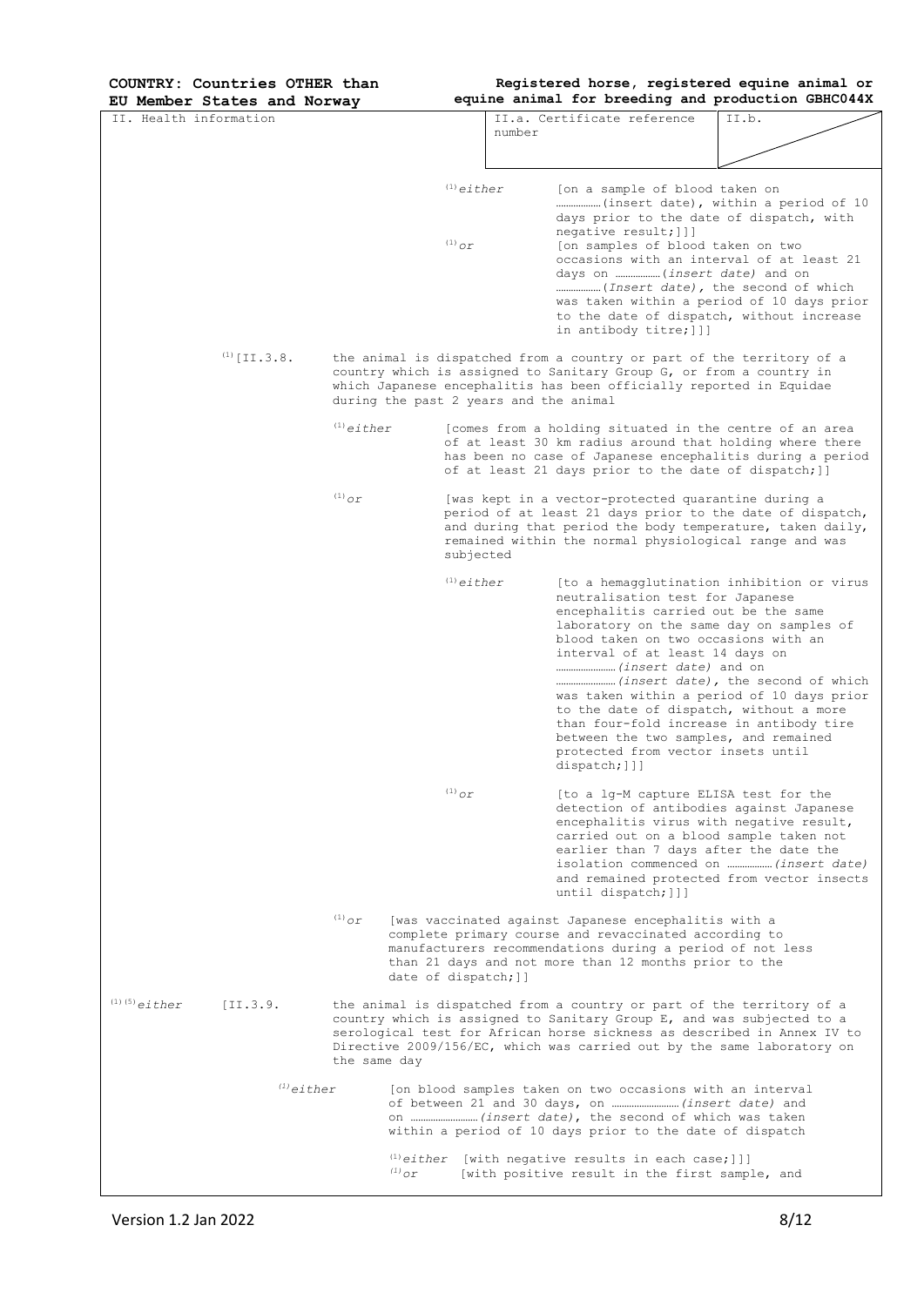**COUNTRY: Countries OTHER than EU Member States and Norway**

**Registered horse, registered equine animal or equine animal for breeding and production GBHC044X**

| II. Health information | II.a. Certificate reference number | II.b. |
|---|---|---|

(1) *either* [on a sample of blood taken on ……………… (insert date), within a period of 10 days prior to the date of dispatch, with negative result;]]]

(1) *or* [on samples of blood taken on two occasions with an interval of at least 21 days on ……………… (*insert date*) and on ……………… (*Insert date*), the second of which was taken within a period of 10 days prior to the date of dispatch, without increase in antibody titre;]]]

(1) [II.3.8. the animal is dispatched from a country or part of the territory of a country which is assigned to Sanitary Group G, or from a country in which Japanese encephalitis has been officially reported in Equidae during the past 2 years and the animal

(1) *either* [comes from a holding situated in the centre of an area of at least 30 km radius around that holding where there has been no case of Japanese encephalitis during a period of at least 21 days prior to the date of dispatch;]]

(1) *or* [was kept in a vector-protected quarantine during a period of at least 21 days prior to the date of dispatch, and during that period the body temperature, taken daily, remained within the normal physiological range and was subjected

(1) *either* [to a hemagglutination inhibition or virus neutralisation test for Japanese encephalitis carried out be the same laboratory on the same day on samples of blood taken on two occasions with an interval of at least 14 days on …………………… (*insert date*) and on …………………… (*insert date*), the second of which was taken within a period of 10 days prior to the date of dispatch, without a more than four-fold increase in antibody tire between the two samples, and remained protected from vector insets until dispatch;]]]

(1) *or* [to a lg-M capture ELISA test for the detection of antibodies against Japanese encephalitis virus with negative result, carried out on a blood sample taken not earlier than 7 days after the date the isolation commenced on ……………… (*insert date*) and remained protected from vector insects until dispatch;]]]

(1) *or* [was vaccinated against Japanese encephalitis with a complete primary course and revaccinated according to manufacturers recommendations during a period of not less than 21 days and not more than 12 months prior to the date of dispatch;]]

(1) (5) *either* [II.3.9. the animal is dispatched from a country or part of the territory of a country which is assigned to Sanitary Group E, and was subjected to a serological test for African horse sickness as described in Annex IV to Directive 2009/156/EC, which was carried out by the same laboratory on the same day

(1) *either* [on blood samples taken on two occasions with an interval of between 21 and 30 days, on ……………………… (*insert date*) and on ……………………… (*insert date*), the second of which was taken within a period of 10 days prior to the date of dispatch

(1) *either* [with negative results in each case;]]]

(1) *or* [with positive result in the first sample, and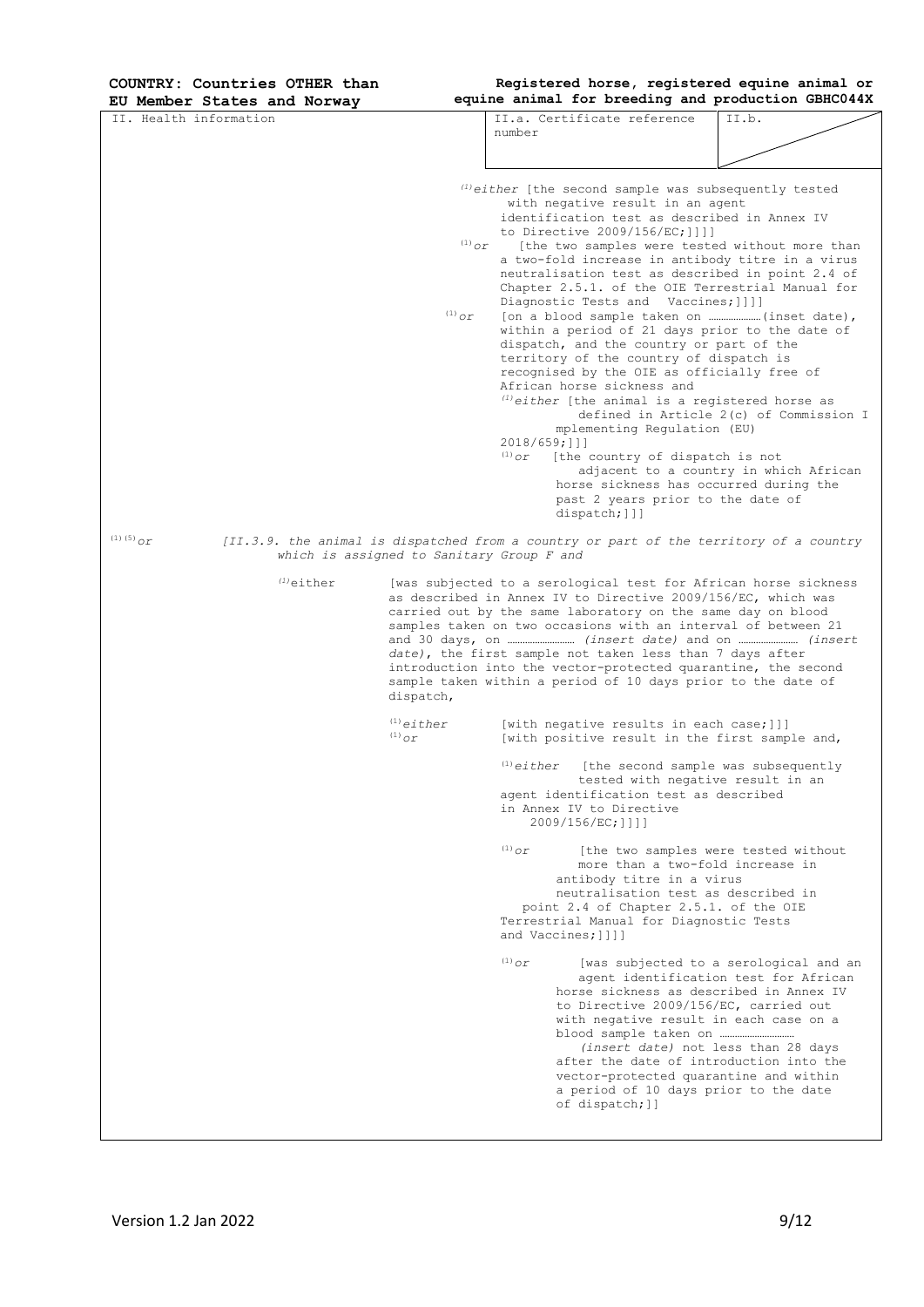**COUNTRY: Countries OTHER than EU Member States and Norway**

**Registered horse, registered equine animal or equine animal for breeding and production GBHC044X**

| II. Health information | II.a. Certificate reference number | II.b. |
|---|---|---|

(1)*either* [the second sample was subsequently tested with negative result in an agent identification test as described in Annex IV to Directive 2009/156/EC;]]]]

(1)*or* [the two samples were tested without more than a two-fold increase in antibody titre in a virus neutralisation test as described in point 2.4 of Chapter 2.5.1. of the OIE Terrestrial Manual for Diagnostic Tests and Vaccines;]]]]

(1)*or* [on a blood sample taken on ………………(inset date), within a period of 21 days prior to the date of dispatch, and the country or part of the territory of the country of dispatch is recognised by the OIE as officially free of African horse sickness and

(1)*either* [the animal is a registered horse as defined in Article 2(c) of Commission Implementing Regulation (EU) 2018/659;]]]

(1)*or* [the country of dispatch is not adjacent to a country in which African horse sickness has occurred during the past 2 years prior to the date of dispatch;]]]

(1)(5)*or* *[II.3.9. the animal is dispatched from a country or part of the territory of a country which is assigned to Sanitary Group F and*

(1)either [was subjected to a serological test for African horse sickness as described in Annex IV to Directive 2009/156/EC, which was carried out by the same laboratory on the same day on blood samples taken on two occasions with an interval of between 21 and 30 days, on …………………… *(insert date)* and on …………………… *(insert date)*, the first sample not taken less than 7 days after introduction into the vector-protected quarantine, the second sample taken within a period of 10 days prior to the date of dispatch,

(1)*either* [with negative results in each case;]]]

(1)*or* [with positive result in the first sample and,

(1)*either* [the second sample was subsequently tested with negative result in an agent identification test as described in Annex IV to Directive 2009/156/EC;]]]]

(1)*or* [the two samples were tested without more than a two-fold increase in antibody titre in a virus neutralisation test as described in point 2.4 of Chapter 2.5.1. of the OIE Terrestrial Manual for Diagnostic Tests and Vaccines;]]]]

(1)*or* [was subjected to a serological and an agent identification test for African horse sickness as described in Annex IV to Directive 2009/156/EC, carried out with negative result in each case on a blood sample taken on ……………………… *(insert date)* not less than 28 days after the date of introduction into the vector-protected quarantine and within a period of 10 days prior to the date of dispatch;]]

Version 1.2 Jan 2022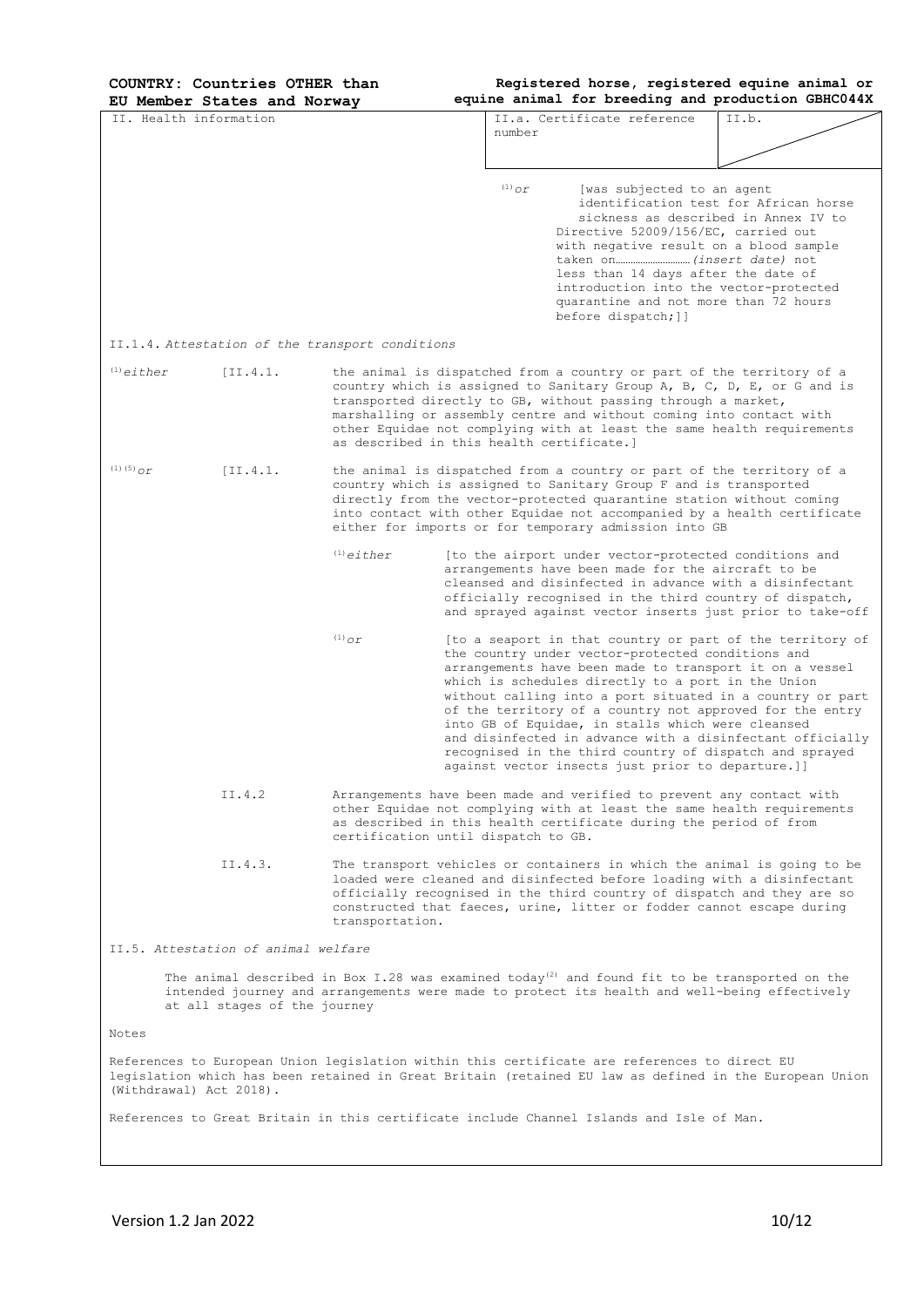**COUNTRY: Countries OTHER than EU Member States and Norway**

**Registered horse, registered equine animal or equine animal for breeding and production GBHC044X**

| II. Health information | II.a. Certificate reference number | II.b. |
|---|---|---|

(1) *or* [was subjected to an agent identification test for African horse sickness as described in Annex IV to Directive 52009/156/EC, carried out with negative result on a blood sample taken on………………………(*insert date*) not less than 14 days after the date of introduction into the vector-protected quarantine and not more than 72 hours before dispatch;]]

II.1.4. *Attestation of the transport conditions*

(1) *either* [II.4.1. the animal is dispatched from a country or part of the territory of a country which is assigned to Sanitary Group A, B, C, D, E, or G and is transported directly to GB, without passing through a market, marshalling or assembly centre and without coming into contact with other Equidae not complying with at least the same health requirements as described in this health certificate.]

(1) (5) *or* [II.4.1. the animal is dispatched from a country or part of the territory of a country which is assigned to Sanitary Group F and is transported directly from the vector-protected quarantine station without coming into contact with other Equidae not accompanied by a health certificate either for imports or for temporary admission into GB

(1) *either* [to the airport under vector-protected conditions and arrangements have been made for the aircraft to be cleansed and disinfected in advance with a disinfectant officially recognised in the third country of dispatch, and sprayed against vector inserts just prior to take-off

(1) *or* [to a seaport in that country or part of the territory of the country under vector-protected conditions and arrangements have been made to transport it on a vessel which is schedules directly to a port in the Union without calling into a port situated in a country or part of the territory of a country not approved for the entry into GB of Equidae, in stalls which were cleansed and disinfected in advance with a disinfectant officially recognised in the third country of dispatch and sprayed against vector insects just prior to departure.]]

II.4.2 Arrangements have been made and verified to prevent any contact with other Equidae not complying with at least the same health requirements as described in this health certificate during the period of from certification until dispatch to GB.

II.4.3. The transport vehicles or containers in which the animal is going to be loaded were cleaned and disinfected before loading with a disinfectant officially recognised in the third country of dispatch and they are so constructed that faeces, urine, litter or fodder cannot escape during transportation.

II.5. *Attestation of animal welfare*

The animal described in Box I.28 was examined today[2] and found fit to be transported on the intended journey and arrangements were made to protect its health and well-being effectively at all stages of the journey

Notes

References to European Union legislation within this certificate are references to direct EU legislation which has been retained in Great Britain (retained EU law as defined in the European Union (Withdrawal) Act 2018).

References to Great Britain in this certificate include Channel Islands and Isle of Man.

Version 1.2 Jan 2022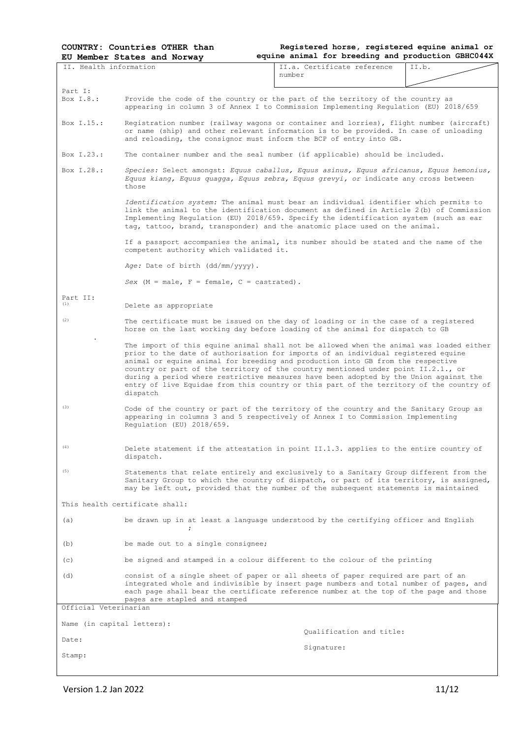**COUNTRY: Countries OTHER than EU Member States and Norway**

**Registered horse, registered equine animal or equine animal for breeding and production GBHC044X**

| II. Health information | II.a. Certificate reference number | II.b. |
|---|---|---|

Part I:

Box I.8.: Provide the code of the country or the part of the territory of the country as appearing in column 3 of Annex I to Commission Implementing Regulation (EU) 2018/659

Box I.15.: Registration number (railway wagons or container and lorries), flight number (aircraft) or name (ship) and other relevant information is to be provided. In case of unloading and reloading, the consignor must inform the BCP of entry into GB.

Box I.23.: The container number and the seal number (if applicable) should be included.

Box I.28.: *Species:* Select amongst: *Equus caballus, Equus asinus, Equus africanus, Equus hemonius, Equus kiang, Equus quagga, Equus zebra, Equus grevyi, or* indicate any cross between those

*Identification system:* The animal must bear an individual identifier which permits to link the animal to the identification document as defined in Article 2(b) of Commission Implementing Regulation (EU) 2018/659. Specify the identification system (such as ear tag, tattoo, brand, transponder) and the anatomic place used on the animal.

If a passport accompanies the animal, its number should be stated and the name of the competent authority which validated it.

*Age:* Date of birth (dd/mm/yyyy).

*Sex* (M = male, F = female, C = castrated).

Part II:

(1) Delete as appropriate

(2) The certificate must be issued on the day of loading or in the case of a registered horse on the last working day before loading of the animal for dispatch to GB

The import of this equine animal shall not be allowed when the animal was loaded either prior to the date of authorisation for imports of an individual registered equine animal or equine animal for breeding and production into GB from the respective country or part of the territory of the country mentioned under point II.2.1., or during a period where restrictive measures have been adopted by the Union against the entry of live Equidae from this country or this part of the territory of the country of dispatch

(3) Code of the country or part of the territory of the country and the Sanitary Group as appearing in columns 3 and 5 respectively of Annex I to Commission Implementing Regulation (EU) 2018/659.

(4) Delete statement if the attestation in point II.1.3. applies to the entire country of dispatch.

(5) Statements that relate entirely and exclusively to a Sanitary Group different from the Sanitary Group to which the country of dispatch, or part of its territory, is assigned, may be left out, provided that the number of the subsequent statements is maintained

This health certificate shall:

(a) be drawn up in at least a language understood by the certifying officer and English ;

(b) be made out to a single consignee;

(c) be signed and stamped in a colour different to the colour of the printing

(d) consist of a single sheet of paper or all sheets of paper required are part of an integrated whole and indivisible by insert page numbers and total number of pages, and each page shall bear the certificate reference number at the top of the page and those pages are stapled and stamped

Official Veterinarian

Name (in capital letters): Qualification and title:

Date: Signature:

Stamp:

Version 1.2 Jan 2022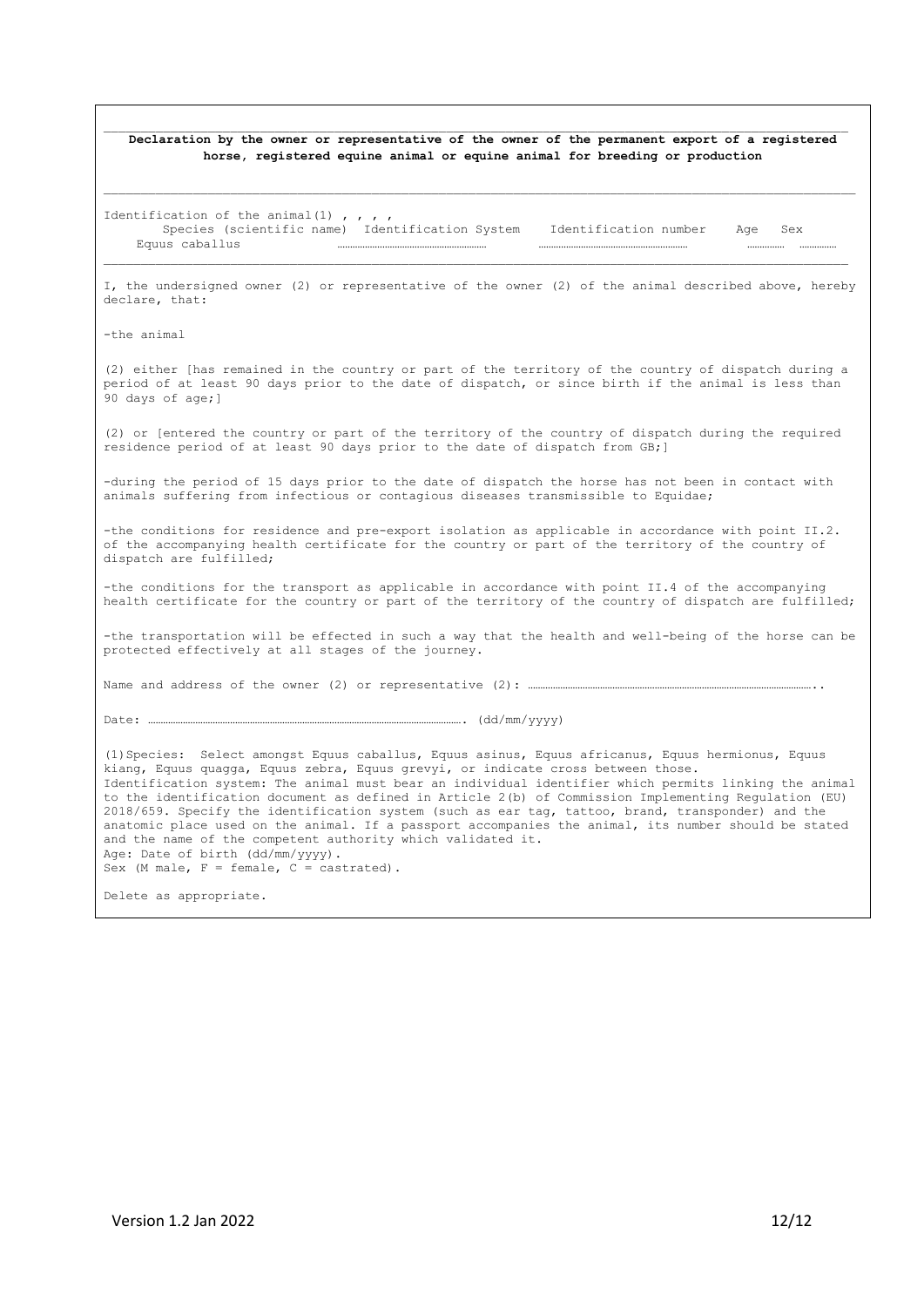**Declaration by the owner or representative of the owner of the permanent export of a registered horse, registered equine animal or equine animal for breeding or production**

Identification of the animal(1) , , , ,

| Species (scientific name) | Identification System | Identification number | Age | Sex |
|---|---|---|---|---|
| Equus caballus | ……………………………………… | ……………………………………… | …………… | …………… |

I, the undersigned owner (2) or representative of the owner (2) of the animal described above, hereby declare, that:

-the animal

(2) either [has remained in the country or part of the territory of the country of dispatch during a period of at least 90 days prior to the date of dispatch, or since birth if the animal is less than 90 days of age;]

(2) or [entered the country or part of the territory of the country of dispatch during the required residence period of at least 90 days prior to the date of dispatch from GB;]

-during the period of 15 days prior to the date of dispatch the horse has not been in contact with animals suffering from infectious or contagious diseases transmissible to Equidae;

-the conditions for residence and pre-export isolation as applicable in accordance with point II.2. of the accompanying health certificate for the country or part of the territory of the country of dispatch are fulfilled;

-the conditions for the transport as applicable in accordance with point II.4 of the accompanying health certificate for the country or part of the territory of the country of dispatch are fulfilled;

-the transportation will be effected in such a way that the health and well-being of the horse can be protected effectively at all stages of the journey.

Name and address of the owner (2) or representative (2): ……………………………………………………………………………………..

Date: ………………………………………………………………………………………. (dd/mm/yyyy)

(1)Species: Select amongst Equus caballus, Equus asinus, Equus africanus, Equus hermionus, Equus kiang, Equus quagga, Equus zebra, Equus grevyi, or indicate cross between those.
Identification system: The animal must bear an individual identifier which permits linking the animal to the identification document as defined in Article 2(b) of Commission Implementing Regulation (EU) 2018/659. Specify the identification system (such as ear tag, tattoo, brand, transponder) and the anatomic place used on the animal. If a passport accompanies the animal, its number should be stated and the name of the competent authority which validated it.
Age: Date of birth (dd/mm/yyyy).
Sex (M male, F = female, C = castrated).

Delete as appropriate.

Version 1.2 Jan 2022